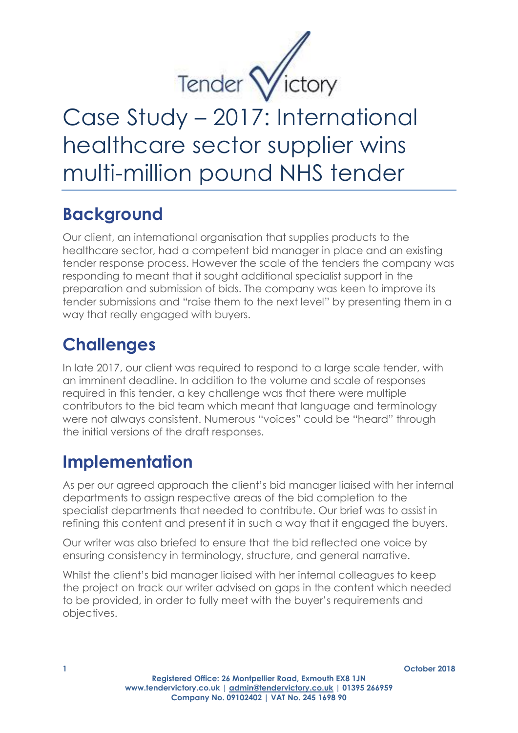Tender Victory

# Case Study – 2017: International healthcare sector supplier wins multi-million pound NHS tender

## Background

Our client, an international organisation that supplies products to the healthcare sector, had a competent bid manager in place and an existing tender response process. However the scale of the tenders the company was responding to meant that it sought additional specialist support in the preparation and submission of bids. The company was keen to improve its tender submissions and "raise them to the next level" by presenting them in a way that really engaged with buyers.

## Challenges

In late 2017, our client was required to respond to a large scale tender, with an imminent deadline. In addition to the volume and scale of responses required in this tender, a key challenge was that there were multiple contributors to the bid team which meant that language and terminology were not always consistent. Numerous "voices" could be "heard" through the initial versions of the draft responses.

## Implementation

As per our agreed approach the client's bid manager liaised with her internal departments to assign respective areas of the bid completion to the specialist departments that needed to contribute. Our brief was to assist in refining this content and present it in such a way that it engaged the buyers.

Our writer was also briefed to ensure that the bid reflected one voice by ensuring consistency in terminology, structure, and general narrative.

Whilst the client's bid manager liaised with her internal colleagues to keep the project on track our writer advised on gaps in the content which needed to be provided, in order to fully meet with the buyer's requirements and objectives.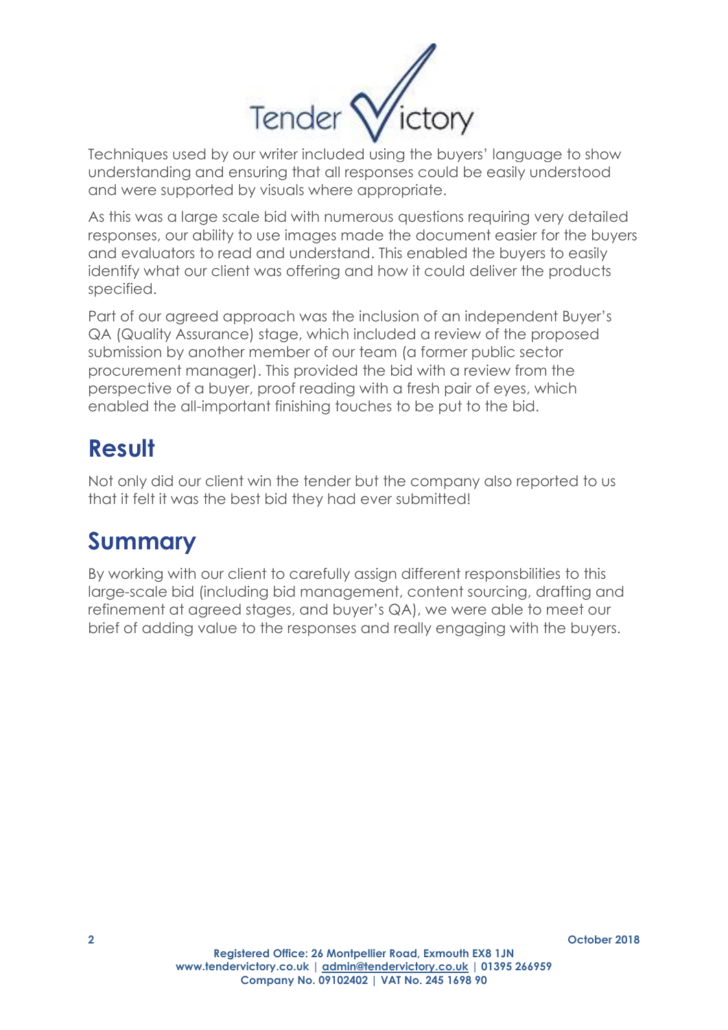Techniques used by our writer included using the buyers' language to show understanding and ensuring that all responses could be easily understood and were supported by visuals where appropriate.

As this was a large scale bid with numerous questions requiring very detailed responses, our ability to use images made the document easier for the buyers and evaluators to read and understand. This enabled the buyers to easily identify what our client was offering and how it could deliver the products specified.

Part of our agreed approach was the inclusion of an independent Buyer's QA (Quality Assurance) stage, which included a review of the proposed submission by another member of our team (a former public sector procurement manager). This provided the bid with a review from the perspective of a buyer, proof reading with a fresh pair of eyes, which enabled the all-important finishing touches to be put to the bid.

## Result

Not only did our client win the tender but the company also reported to us that it felt it was the best bid they had ever submitted!

## Summary

By working with our client to carefully assign different responsbilities to this large-scale bid (including bid management, content sourcing, drafting and refinement at agreed stages, and buyer's QA), we were able to meet our brief of adding value to the responses and really engaging with the buyers.